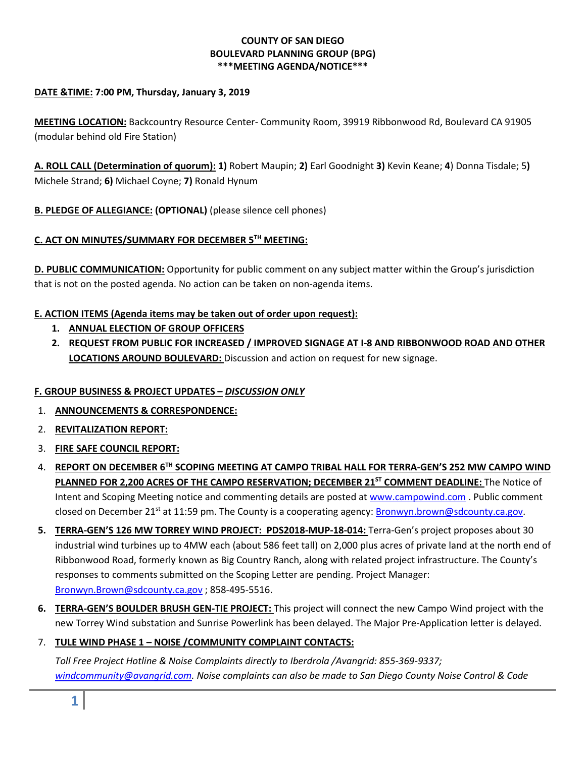**COUNTY OF SAN DIEGO**
**BOULEVARD PLANNING GROUP (BPG)**
**\*\*\*MEETING AGENDA/NOTICE\*\*\***

**DATE &TIME: 7:00 PM, Thursday, January 3, 2019**

**MEETING LOCATION:** Backcountry Resource Center- Community Room, 39919 Ribbonwood Rd, Boulevard CA 91905 (modular behind old Fire Station)

**A. ROLL CALL (Determination of quorum): 1)** Robert Maupin; **2)** Earl Goodnight **3)** Kevin Keane; **4**) Donna Tisdale; 5**)** Michele Strand; **6)** Michael Coyne; **7)** Ronald Hynum

**B. PLEDGE OF ALLEGIANCE: (OPTIONAL)** (please silence cell phones)

**C. ACT ON MINUTES/SUMMARY FOR DECEMBER 5TH MEETING:**

**D. PUBLIC COMMUNICATION:** Opportunity for public comment on any subject matter within the Group's jurisdiction that is not on the posted agenda. No action can be taken on non-agenda items.

**E. ACTION ITEMS (Agenda items may be taken out of order upon request):**

1. **ANNUAL ELECTION OF GROUP OFFICERS**
2. **REQUEST FROM PUBLIC FOR INCREASED / IMPROVED SIGNAGE AT I-8 AND RIBBONWOOD ROAD AND OTHER LOCATIONS AROUND BOULEVARD:** Discussion and action on request for new signage.

**F. GROUP BUSINESS & PROJECT UPDATES – *DISCUSSION ONLY***

1. **ANNOUNCEMENTS & CORRESPONDENCE:**
2. **REVITALIZATION REPORT:**
3. **FIRE SAFE COUNCIL REPORT:**
4. **REPORT ON DECEMBER 6TH SCOPING MEETING AT CAMPO TRIBAL HALL FOR TERRA-GEN'S 252 MW CAMPO WIND PLANNED FOR 2,200 ACRES OF THE CAMPO RESERVATION; DECEMBER 21ST COMMENT DEADLINE:** The Notice of Intent and Scoping Meeting notice and commenting details are posted at www.campowind.com . Public comment closed on December 21st at 11:59 pm. The County is a cooperating agency: Bronwyn.brown@sdcounty.ca.gov.
5. **TERRA-GEN'S 126 MW TORREY WIND PROJECT: PDS2018-MUP-18-014:** Terra-Gen's project proposes about 30 industrial wind turbines up to 4MW each (about 586 feet tall) on 2,000 plus acres of private land at the north end of Ribbonwood Road, formerly known as Big Country Ranch, along with related project infrastructure. The County's responses to comments submitted on the Scoping Letter are pending. Project Manager: Bronwyn.Brown@sdcounty.ca.gov ; 858-495-5516.
6. **TERRA-GEN'S BOULDER BRUSH GEN-TIE PROJECT:** This project will connect the new Campo Wind project with the new Torrey Wind substation and Sunrise Powerlink has been delayed. The Major Pre-Application letter is delayed.
7. **TULE WIND PHASE 1 – NOISE /COMMUNITY COMPLAINT CONTACTS:**

   *Toll Free Project Hotline & Noise Complaints directly to Iberdrola /Avangrid: 855-369-9337; windcommunity@avangrid.com. Noise complaints can also be made to San Diego County Noise Control & Code*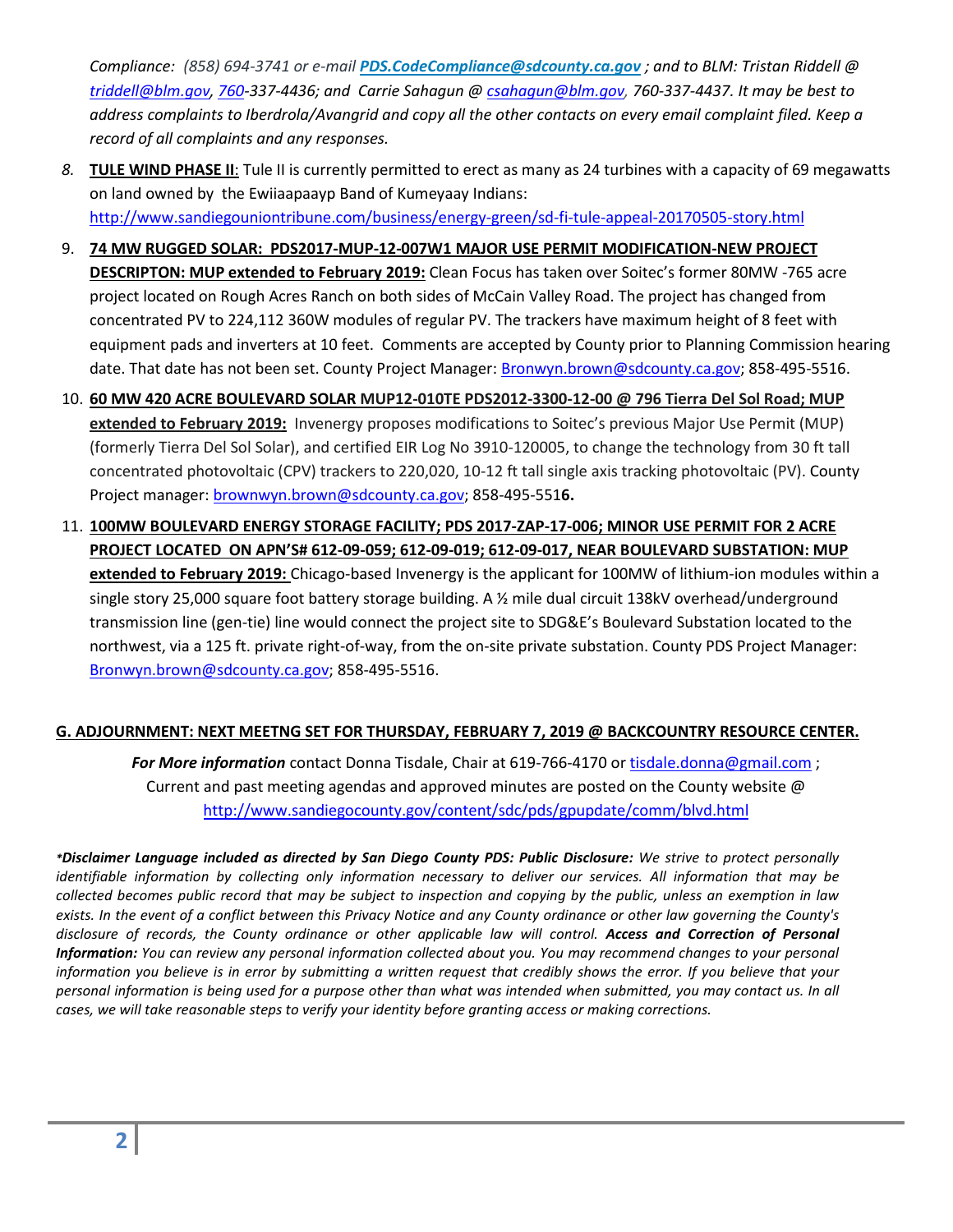*Compliance: (858) 694-3741 or e-mail **PDS.CodeCompliance@sdcounty.ca.gov** ; and to BLM: Tristan Riddell @ triddell@blm.gov, 760-337-4436; and Carrie Sahagun @ csahagun@blm.gov, 760-337-4437. It may be best to address complaints to Iberdrola/Avangrid and copy all the other contacts on every email complaint filed. Keep a record of all complaints and any responses.*

8. **TULE WIND PHASE II**: Tule II is currently permitted to erect as many as 24 turbines with a capacity of 69 megawatts on land owned by the Ewiiaapaayp Band of Kumeyaay Indians: http://www.sandiegouniontribune.com/business/energy-green/sd-fi-tule-appeal-20170505-story.html
9. **74 MW RUGGED SOLAR: PDS2017-MUP-12-007W1 MAJOR USE PERMIT MODIFICATION-NEW PROJECT DESCRIPTON: MUP extended to February 2019:** Clean Focus has taken over Soitec's former 80MW -765 acre project located on Rough Acres Ranch on both sides of McCain Valley Road. The project has changed from concentrated PV to 224,112 360W modules of regular PV. The trackers have maximum height of 8 feet with equipment pads and inverters at 10 feet. Comments are accepted by County prior to Planning Commission hearing date. That date has not been set. County Project Manager: Bronwyn.brown@sdcounty.ca.gov; 858-495-5516.
10. **60 MW 420 ACRE BOULEVARD SOLAR MUP12-010TE PDS2012-3300-12-00 @ 796 Tierra Del Sol Road; MUP extended to February 2019:** Invenergy proposes modifications to Soitec's previous Major Use Permit (MUP) (formerly Tierra Del Sol Solar), and certified EIR Log No 3910-120005, to change the technology from 30 ft tall concentrated photovoltaic (CPV) trackers to 220,020, 10-12 ft tall single axis tracking photovoltaic (PV). County Project manager: brownwyn.brown@sdcounty.ca.gov; 858-495-551**6.**
11. **100MW BOULEVARD ENERGY STORAGE FACILITY; PDS 2017-ZAP-17-006; MINOR USE PERMIT FOR 2 ACRE PROJECT LOCATED ON APN'S# 612-09-059; 612-09-019; 612-09-017, NEAR BOULEVARD SUBSTATION: MUP extended to February 2019:** Chicago-based Invenergy is the applicant for 100MW of lithium-ion modules within a single story 25,000 square foot battery storage building. A ½ mile dual circuit 138kV overhead/underground transmission line (gen-tie) line would connect the project site to SDG&E's Boulevard Substation located to the northwest, via a 125 ft. private right-of-way, from the on-site private substation. County PDS Project Manager: Bronwyn.brown@sdcounty.ca.gov; 858-495-5516.

**G. ADJOURNMENT: NEXT MEETNG SET FOR THURSDAY, FEBRUARY 7, 2019 @ BACKCOUNTRY RESOURCE CENTER.**

***For More information*** contact Donna Tisdale, Chair at 619-766-4170 or tisdale.donna@gmail.com ;
Current and past meeting agendas and approved minutes are posted on the County website @ http://www.sandiegocounty.gov/content/sdc/pds/gpupdate/comm/blvd.html

****Disclaimer Language included as directed by San Diego County PDS: Public Disclosure:** We strive to protect personally identifiable information by collecting only information necessary to deliver our services. All information that may be collected becomes public record that may be subject to inspection and copying by the public, unless an exemption in law exists. In the event of a conflict between this Privacy Notice and any County ordinance or other law governing the County's disclosure of records, the County ordinance or other applicable law will control. **Access and Correction of Personal Information:** You can review any personal information collected about you. You may recommend changes to your personal information you believe is in error by submitting a written request that credibly shows the error. If you believe that your personal information is being used for a purpose other than what was intended when submitted, you may contact us. In all cases, we will take reasonable steps to verify your identity before granting access or making corrections.*